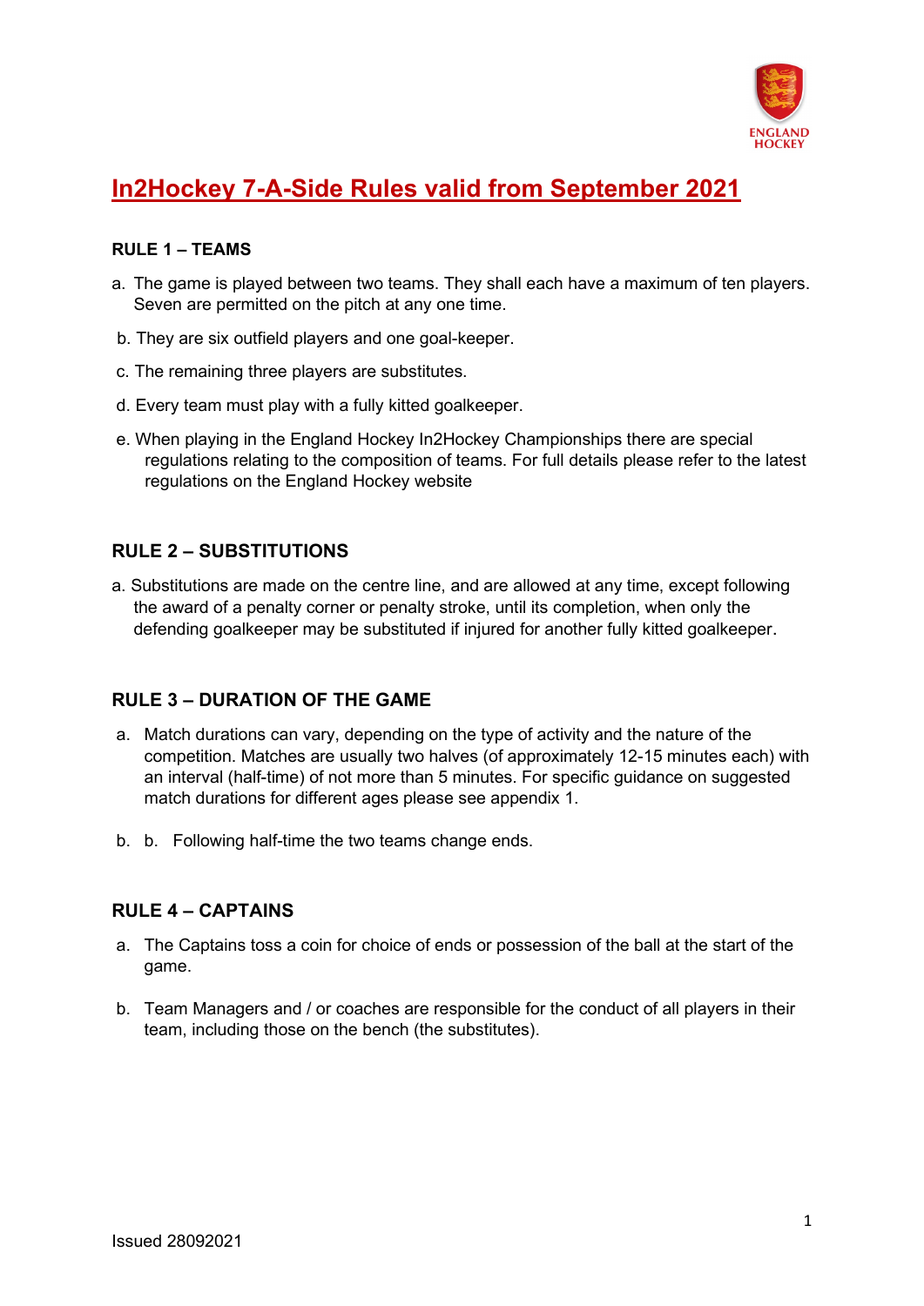# In2Hockey 7-A-Side Rules valid from September 2021

### RULE 1 – TEAMS

a. The game is played between two teams. They shall each have a maximum of ten players. Seven are permitted on the pitch at any one time.

b. They are six outfield players and one goal-keeper.

c. The remaining three players are substitutes.

d. Every team must play with a fully kitted goalkeeper.

e. When playing in the England Hockey In2Hockey Championships there are special regulations relating to the composition of teams. For full details please refer to the latest regulations on the England Hockey website

### RULE 2 – SUBSTITUTIONS

a. Substitutions are made on the centre line, and are allowed at any time, except following the award of a penalty corner or penalty stroke, until its completion, when only the defending goalkeeper may be substituted if injured for another fully kitted goalkeeper.

### RULE 3 – DURATION OF THE GAME

a. Match durations can vary, depending on the type of activity and the nature of the competition. Matches are usually two halves (of approximately 12-15 minutes each) with an interval (half-time) of not more than 5 minutes. For specific guidance on suggested match durations for different ages please see appendix 1.

b. b. Following half-time the two teams change ends.

### RULE 4 – CAPTAINS

a. The Captains toss a coin for choice of ends or possession of the ball at the start of the game.

b. Team Managers and / or coaches are responsible for the conduct of all players in their team, including those on the bench (the substitutes).

Issued 28092021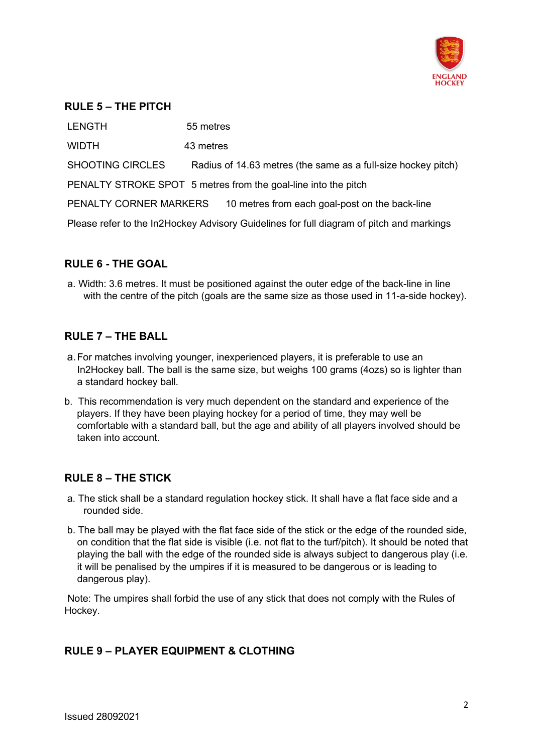## RULE 5 – THE PITCH

| | |
|---|---|
| LENGTH | 55 metres |
| WIDTH | 43 metres |
| SHOOTING CIRCLES | Radius of 14.63 metres (the same as a full-size hockey pitch) |
| PENALTY STROKE SPOT | 5 metres from the goal-line into the pitch |
| PENALTY CORNER MARKERS | 10 metres from each goal-post on the back-line |

Please refer to the In2Hockey Advisory Guidelines for full diagram of pitch and markings

## RULE 6 - THE GOAL

a. Width: 3.6 metres. It must be positioned against the outer edge of the back-line in line with the centre of the pitch (goals are the same size as those used in 11-a-side hockey).

## RULE 7 – THE BALL

a. For matches involving younger, inexperienced players, it is preferable to use an In2Hockey ball. The ball is the same size, but weighs 100 grams (4ozs) so is lighter than a standard hockey ball.

b. This recommendation is very much dependent on the standard and experience of the players. If they have been playing hockey for a period of time, they may well be comfortable with a standard ball, but the age and ability of all players involved should be taken into account.

## RULE 8 – THE STICK

a. The stick shall be a standard regulation hockey stick. It shall have a flat face side and a rounded side.

b. The ball may be played with the flat face side of the stick or the edge of the rounded side, on condition that the flat side is visible (i.e. not flat to the turf/pitch). It should be noted that playing the ball with the edge of the rounded side is always subject to dangerous play (i.e. it will be penalised by the umpires if it is measured to be dangerous or is leading to dangerous play).

Note: The umpires shall forbid the use of any stick that does not comply with the Rules of Hockey.

## RULE 9 – PLAYER EQUIPMENT & CLOTHING

Issued 28092021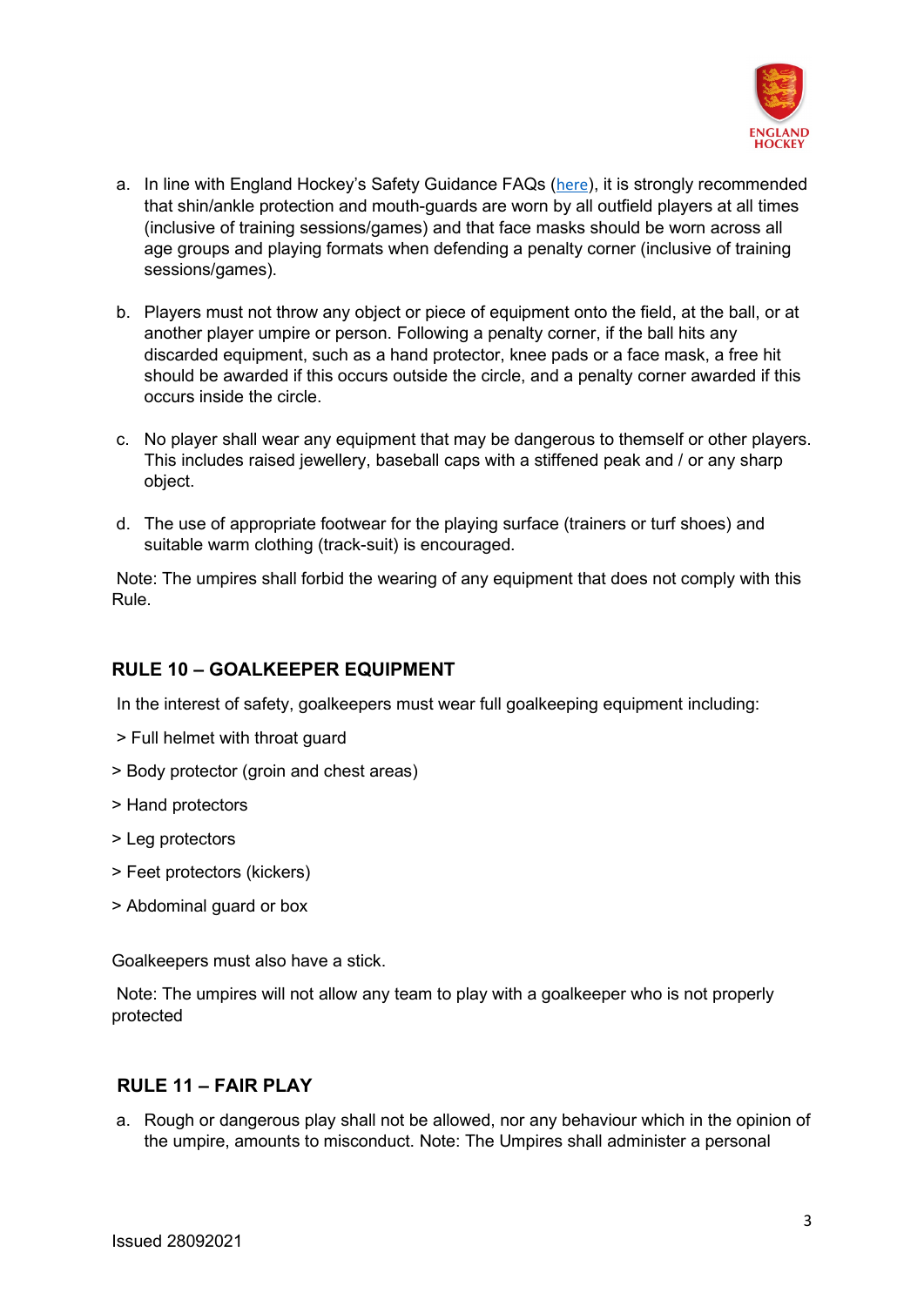a. In line with England Hockey's Safety Guidance FAQs (here), it is strongly recommended that shin/ankle protection and mouth-guards are worn by all outfield players at all times (inclusive of training sessions/games) and that face masks should be worn across all age groups and playing formats when defending a penalty corner (inclusive of training sessions/games).

b. Players must not throw any object or piece of equipment onto the field, at the ball, or at another player umpire or person. Following a penalty corner, if the ball hits any discarded equipment, such as a hand protector, knee pads or a face mask, a free hit should be awarded if this occurs outside the circle, and a penalty corner awarded if this occurs inside the circle.

c. No player shall wear any equipment that may be dangerous to themself or other players. This includes raised jewellery, baseball caps with a stiffened peak and / or any sharp object.

d. The use of appropriate footwear for the playing surface (trainers or turf shoes) and suitable warm clothing (track-suit) is encouraged.

Note: The umpires shall forbid the wearing of any equipment that does not comply with this Rule.

## RULE 10 – GOALKEEPER EQUIPMENT

In the interest of safety, goalkeepers must wear full goalkeeping equipment including:

> Full helmet with throat guard

> Body protector (groin and chest areas)

> Hand protectors

> Leg protectors

> Feet protectors (kickers)

> Abdominal guard or box

Goalkeepers must also have a stick.

Note: The umpires will not allow any team to play with a goalkeeper who is not properly protected

## RULE 11 – FAIR PLAY

a. Rough or dangerous play shall not be allowed, nor any behaviour which in the opinion of the umpire, amounts to misconduct. Note: The Umpires shall administer a personal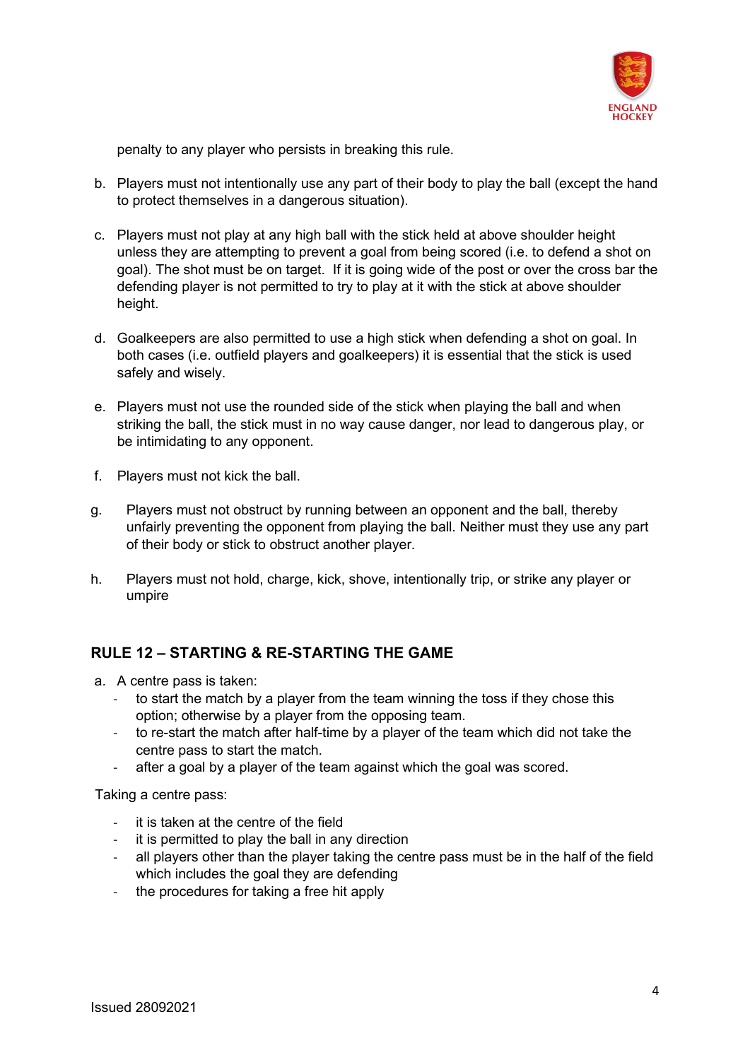penalty to any player who persists in breaking this rule.

b. Players must not intentionally use any part of their body to play the ball (except the hand to protect themselves in a dangerous situation).

c. Players must not play at any high ball with the stick held at above shoulder height unless they are attempting to prevent a goal from being scored (i.e. to defend a shot on goal). The shot must be on target. If it is going wide of the post or over the cross bar the defending player is not permitted to try to play at it with the stick at above shoulder height.

d. Goalkeepers are also permitted to use a high stick when defending a shot on goal. In both cases (i.e. outfield players and goalkeepers) it is essential that the stick is used safely and wisely.

e. Players must not use the rounded side of the stick when playing the ball and when striking the ball, the stick must in no way cause danger, nor lead to dangerous play, or be intimidating to any opponent.

f. Players must not kick the ball.

g. Players must not obstruct by running between an opponent and the ball, thereby unfairly preventing the opponent from playing the ball. Neither must they use any part of their body or stick to obstruct another player.

h. Players must not hold, charge, kick, shove, intentionally trip, or strike any player or umpire

## RULE 12 – STARTING & RE-STARTING THE GAME

a. A centre pass is taken:
   - to start the match by a player from the team winning the toss if they chose this option; otherwise by a player from the opposing team.
   - to re-start the match after half-time by a player of the team which did not take the centre pass to start the match.
   - after a goal by a player of the team against which the goal was scored.

Taking a centre pass:

- it is taken at the centre of the field
- it is permitted to play the ball in any direction
- all players other than the player taking the centre pass must be in the half of the field which includes the goal they are defending
- the procedures for taking a free hit apply

Issued 28092021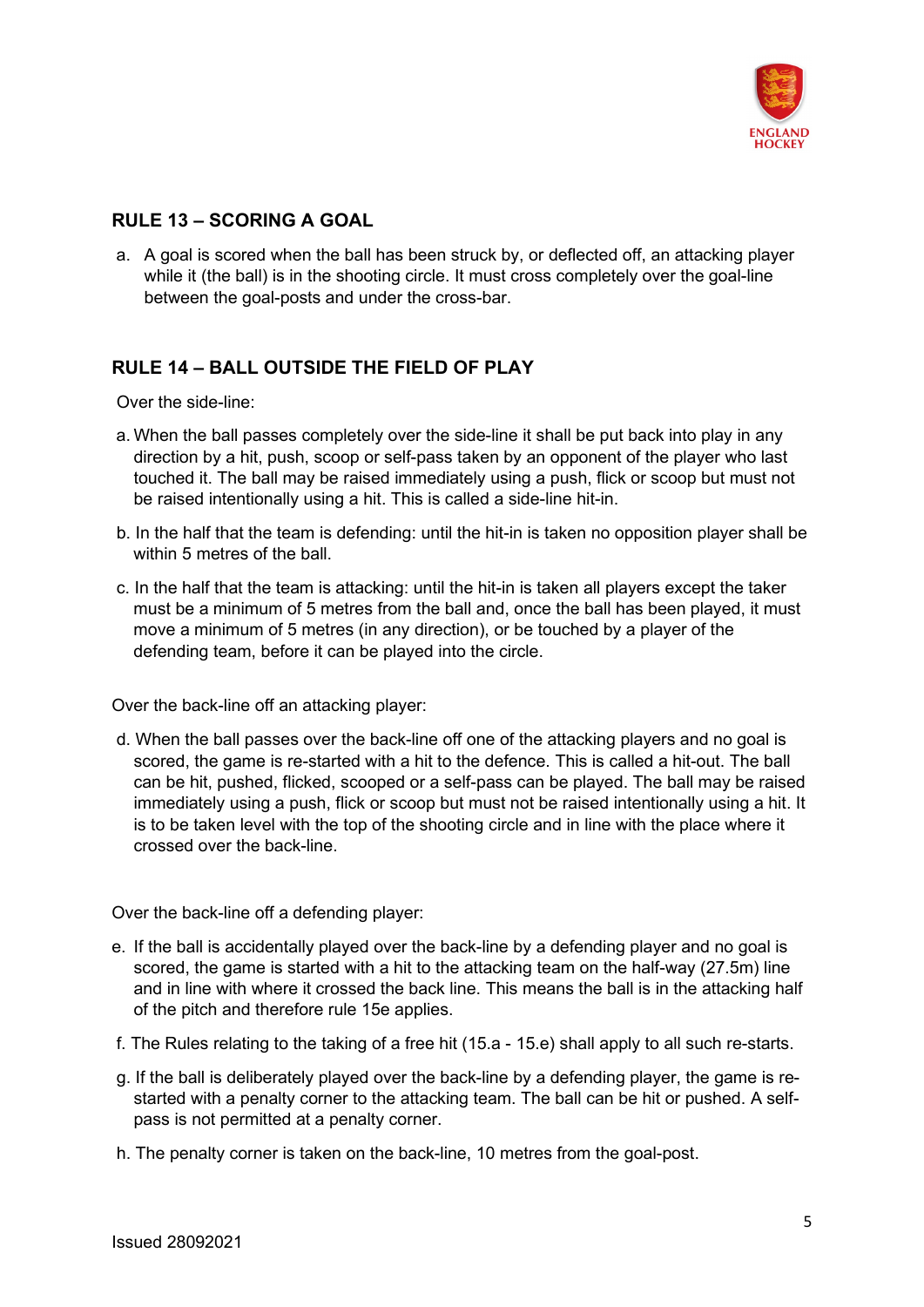## RULE 13 – SCORING A GOAL

a. A goal is scored when the ball has been struck by, or deflected off, an attacking player while it (the ball) is in the shooting circle. It must cross completely over the goal-line between the goal-posts and under the cross-bar.

## RULE 14 – BALL OUTSIDE THE FIELD OF PLAY

Over the side-line:

a. When the ball passes completely over the side-line it shall be put back into play in any direction by a hit, push, scoop or self-pass taken by an opponent of the player who last touched it. The ball may be raised immediately using a push, flick or scoop but must not be raised intentionally using a hit. This is called a side-line hit-in.

b. In the half that the team is defending: until the hit-in is taken no opposition player shall be within 5 metres of the ball.

c. In the half that the team is attacking: until the hit-in is taken all players except the taker must be a minimum of 5 metres from the ball and, once the ball has been played, it must move a minimum of 5 metres (in any direction), or be touched by a player of the defending team, before it can be played into the circle.

Over the back-line off an attacking player:

d. When the ball passes over the back-line off one of the attacking players and no goal is scored, the game is re-started with a hit to the defence. This is called a hit-out. The ball can be hit, pushed, flicked, scooped or a self-pass can be played. The ball may be raised immediately using a push, flick or scoop but must not be raised intentionally using a hit. It is to be taken level with the top of the shooting circle and in line with the place where it crossed over the back-line.

Over the back-line off a defending player:

e. If the ball is accidentally played over the back-line by a defending player and no goal is scored, the game is started with a hit to the attacking team on the half-way (27.5m) line and in line with where it crossed the back line. This means the ball is in the attacking half of the pitch and therefore rule 15e applies.

f. The Rules relating to the taking of a free hit (15.a - 15.e) shall apply to all such re-starts.

g. If the ball is deliberately played over the back-line by a defending player, the game is re-started with a penalty corner to the attacking team. The ball can be hit or pushed. A self-pass is not permitted at a penalty corner.

h. The penalty corner is taken on the back-line, 10 metres from the goal-post.

Issued 28092021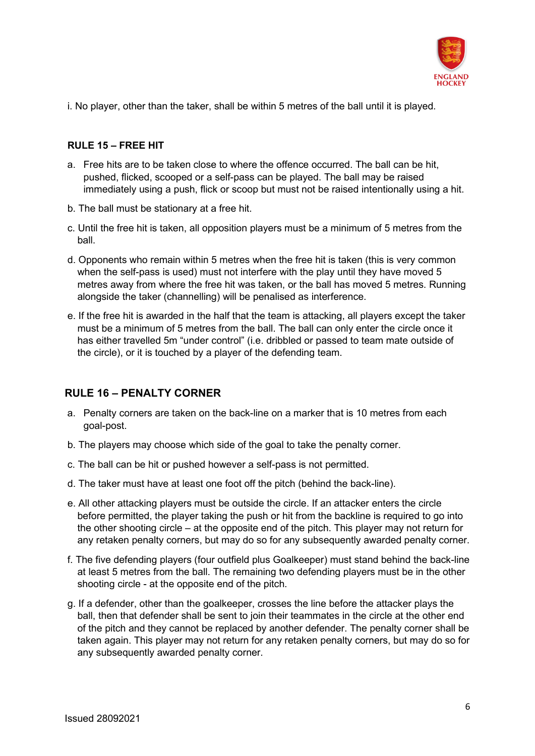i. No player, other than the taker, shall be within 5 metres of the ball until it is played.

## RULE 15 – FREE HIT

a. Free hits are to be taken close to where the offence occurred. The ball can be hit, pushed, flicked, scooped or a self-pass can be played. The ball may be raised immediately using a push, flick or scoop but must not be raised intentionally using a hit.

b. The ball must be stationary at a free hit.

c. Until the free hit is taken, all opposition players must be a minimum of 5 metres from the ball.

d. Opponents who remain within 5 metres when the free hit is taken (this is very common when the self-pass is used) must not interfere with the play until they have moved 5 metres away from where the free hit was taken, or the ball has moved 5 metres. Running alongside the taker (channelling) will be penalised as interference.

e. If the free hit is awarded in the half that the team is attacking, all players except the taker must be a minimum of 5 metres from the ball. The ball can only enter the circle once it has either travelled 5m "under control" (i.e. dribbled or passed to team mate outside of the circle), or it is touched by a player of the defending team.

## RULE 16 – PENALTY CORNER

a. Penalty corners are taken on the back-line on a marker that is 10 metres from each goal-post.

b. The players may choose which side of the goal to take the penalty corner.

c. The ball can be hit or pushed however a self-pass is not permitted.

d. The taker must have at least one foot off the pitch (behind the back-line).

e. All other attacking players must be outside the circle. If an attacker enters the circle before permitted, the player taking the push or hit from the backline is required to go into the other shooting circle – at the opposite end of the pitch. This player may not return for any retaken penalty corners, but may do so for any subsequently awarded penalty corner.

f. The five defending players (four outfield plus Goalkeeper) must stand behind the back-line at least 5 metres from the ball. The remaining two defending players must be in the other shooting circle - at the opposite end of the pitch.

g. If a defender, other than the goalkeeper, crosses the line before the attacker plays the ball, then that defender shall be sent to join their teammates in the circle at the other end of the pitch and they cannot be replaced by another defender. The penalty corner shall be taken again. This player may not return for any retaken penalty corners, but may do so for any subsequently awarded penalty corner.

Issued 28092021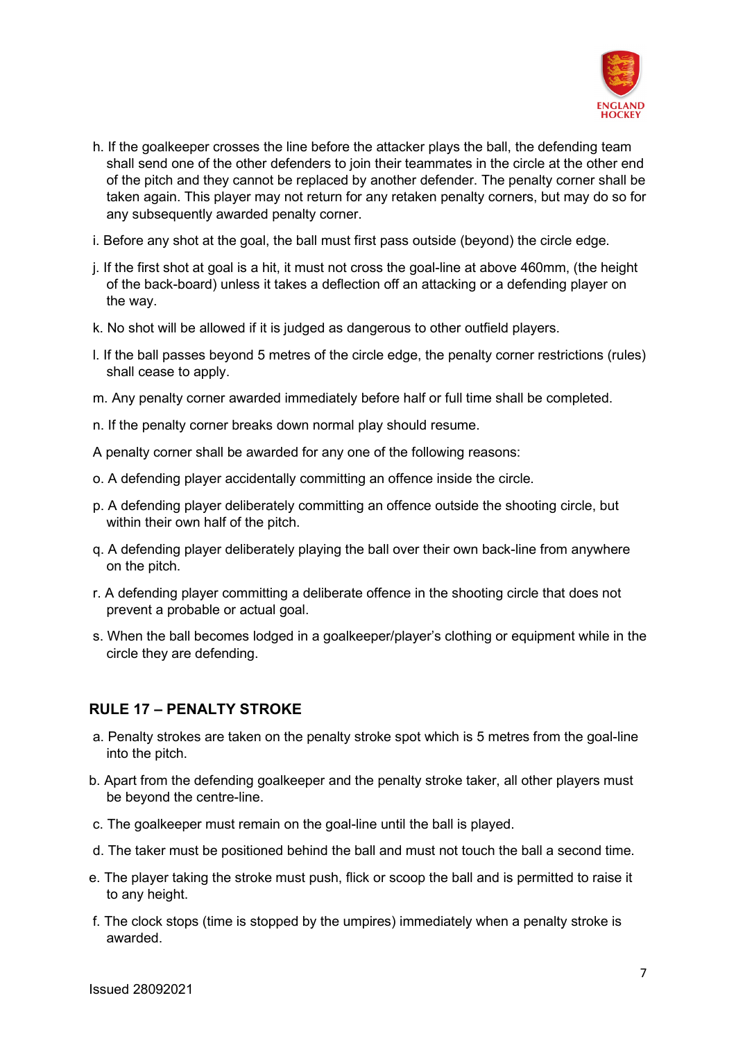h. If the goalkeeper crosses the line before the attacker plays the ball, the defending team shall send one of the other defenders to join their teammates in the circle at the other end of the pitch and they cannot be replaced by another defender. The penalty corner shall be taken again. This player may not return for any retaken penalty corners, but may do so for any subsequently awarded penalty corner.

i. Before any shot at the goal, the ball must first pass outside (beyond) the circle edge.

j. If the first shot at goal is a hit, it must not cross the goal-line at above 460mm, (the height of the back-board) unless it takes a deflection off an attacking or a defending player on the way.

k. No shot will be allowed if it is judged as dangerous to other outfield players.

l. If the ball passes beyond 5 metres of the circle edge, the penalty corner restrictions (rules) shall cease to apply.

m. Any penalty corner awarded immediately before half or full time shall be completed.

n. If the penalty corner breaks down normal play should resume.

A penalty corner shall be awarded for any one of the following reasons:

o. A defending player accidentally committing an offence inside the circle.

p. A defending player deliberately committing an offence outside the shooting circle, but within their own half of the pitch.

q. A defending player deliberately playing the ball over their own back-line from anywhere on the pitch.

r. A defending player committing a deliberate offence in the shooting circle that does not prevent a probable or actual goal.

s. When the ball becomes lodged in a goalkeeper/player's clothing or equipment while in the circle they are defending.

## RULE 17 – PENALTY STROKE

a. Penalty strokes are taken on the penalty stroke spot which is 5 metres from the goal-line into the pitch.

b. Apart from the defending goalkeeper and the penalty stroke taker, all other players must be beyond the centre-line.

c. The goalkeeper must remain on the goal-line until the ball is played.

d. The taker must be positioned behind the ball and must not touch the ball a second time.

e. The player taking the stroke must push, flick or scoop the ball and is permitted to raise it to any height.

f. The clock stops (time is stopped by the umpires) immediately when a penalty stroke is awarded.

Issued 28092021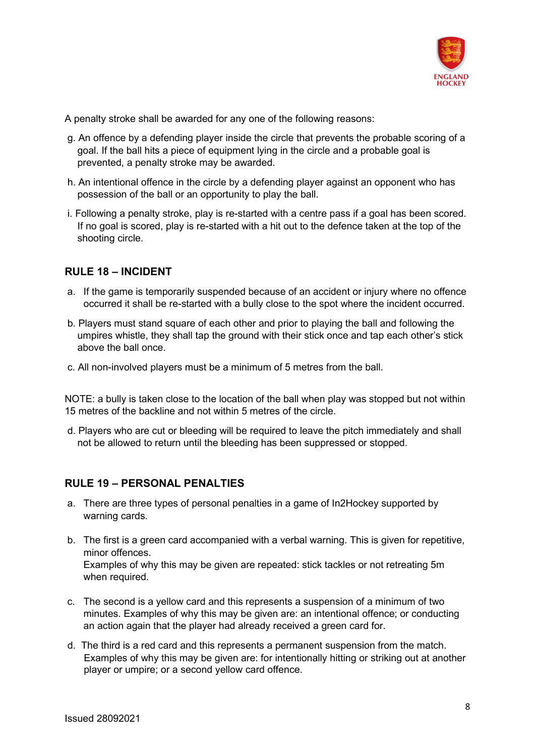A penalty stroke shall be awarded for any one of the following reasons:

g. An offence by a defending player inside the circle that prevents the probable scoring of a goal. If the ball hits a piece of equipment lying in the circle and a probable goal is prevented, a penalty stroke may be awarded.

h. An intentional offence in the circle by a defending player against an opponent who has possession of the ball or an opportunity to play the ball.

i. Following a penalty stroke, play is re-started with a centre pass if a goal has been scored. If no goal is scored, play is re-started with a hit out to the defence taken at the top of the shooting circle.

## RULE 18 – INCIDENT

a. If the game is temporarily suspended because of an accident or injury where no offence occurred it shall be re-started with a bully close to the spot where the incident occurred.

b. Players must stand square of each other and prior to playing the ball and following the umpires whistle, they shall tap the ground with their stick once and tap each other's stick above the ball once.

c. All non-involved players must be a minimum of 5 metres from the ball.

NOTE: a bully is taken close to the location of the ball when play was stopped but not within 15 metres of the backline and not within 5 metres of the circle.

d. Players who are cut or bleeding will be required to leave the pitch immediately and shall not be allowed to return until the bleeding has been suppressed or stopped.

## RULE 19 – PERSONAL PENALTIES

a. There are three types of personal penalties in a game of In2Hockey supported by warning cards.

b. The first is a green card accompanied with a verbal warning. This is given for repetitive, minor offences.
Examples of why this may be given are repeated: stick tackles or not retreating 5m when required.

c. The second is a yellow card and this represents a suspension of a minimum of two minutes. Examples of why this may be given are: an intentional offence; or conducting an action again that the player had already received a green card for.

d. The third is a red card and this represents a permanent suspension from the match. Examples of why this may be given are: for intentionally hitting or striking out at another player or umpire; or a second yellow card offence.

Issued 28092021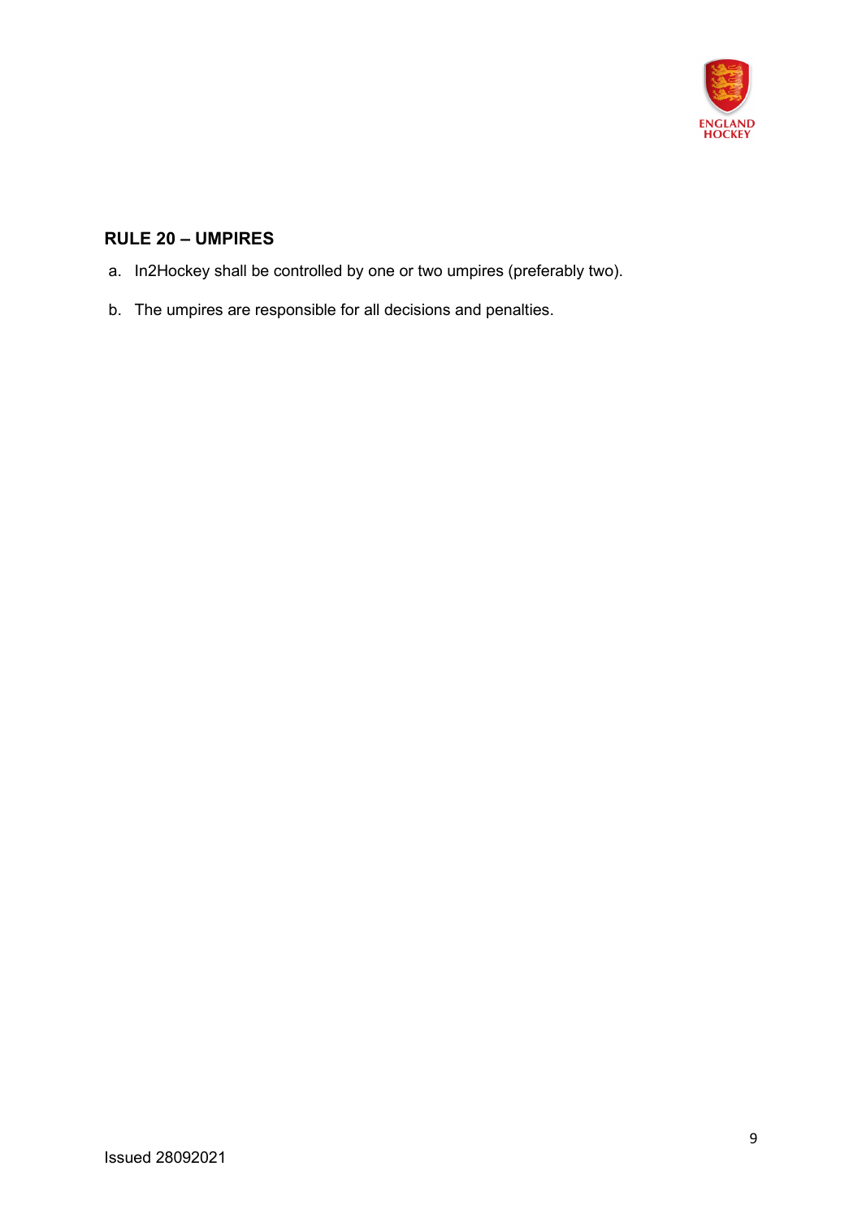## RULE 20 – UMPIRES

a. In2Hockey shall be controlled by one or two umpires (preferably two).

b. The umpires are responsible for all decisions and penalties.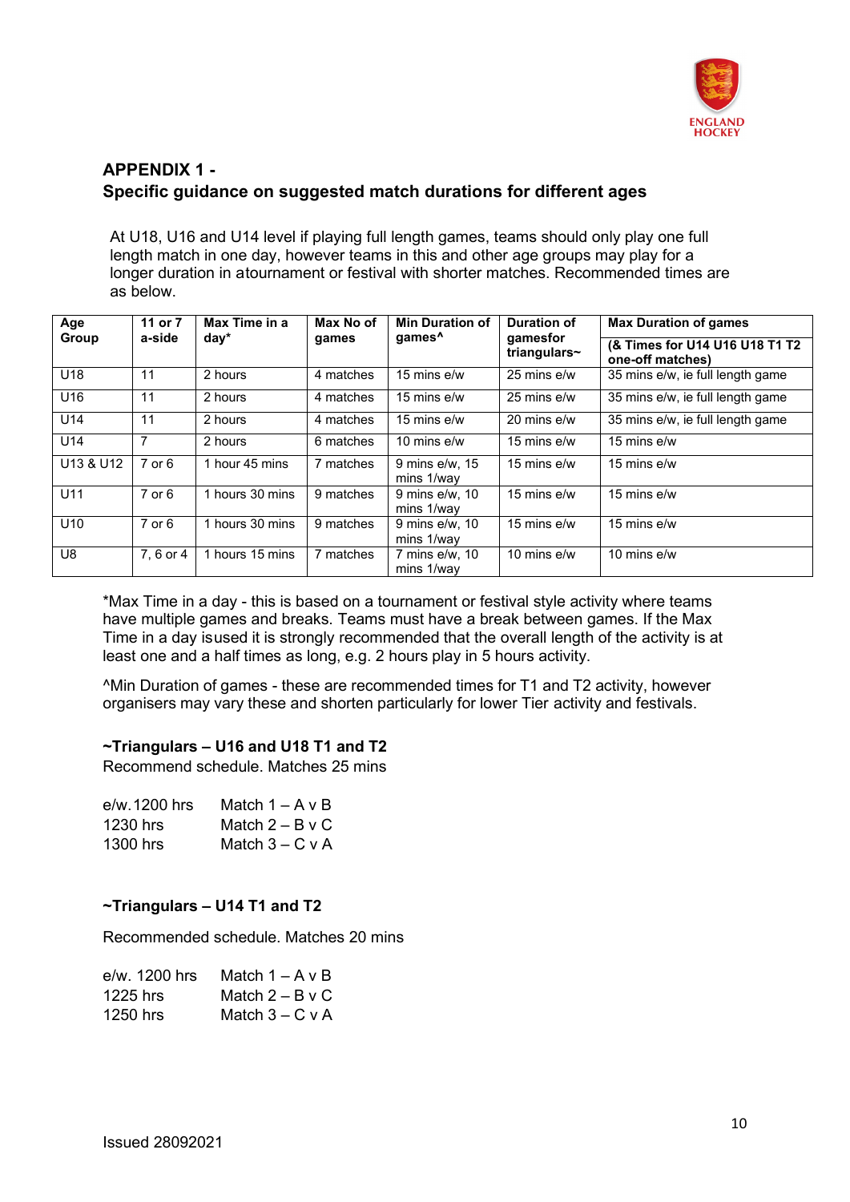## APPENDIX 1 -
## Specific guidance on suggested match durations for different ages

At U18, U16 and U14 level if playing full length games, teams should only play one full length match in one day, however teams in this and other age groups may play for a longer duration in atournament or festival with shorter matches. Recommended times are as below.

| Age Group | 11 or 7 a-side | Max Time in a day* | Max No of games | Min Duration of games^ | Duration of gamesfor triangulars~ | Max Duration of games (& Times for U14 U16 U18 T1 T2 one-off matches) |
|---|---|---|---|---|---|---|
| U18 | 11 | 2 hours | 4 matches | 15 mins e/w | 25 mins e/w | 35 mins e/w, ie full length game |
| U16 | 11 | 2 hours | 4 matches | 15 mins e/w | 25 mins e/w | 35 mins e/w, ie full length game |
| U14 | 11 | 2 hours | 4 matches | 15 mins e/w | 20 mins e/w | 35 mins e/w, ie full length game |
| U14 | 7 | 2 hours | 6 matches | 10 mins e/w | 15 mins e/w | 15 mins e/w |
| U13 & U12 | 7 or 6 | 1 hour 45 mins | 7 matches | 9 mins e/w, 15 mins 1/way | 15 mins e/w | 15 mins e/w |
| U11 | 7 or 6 | 1 hours 30 mins | 9 matches | 9 mins e/w, 10 mins 1/way | 15 mins e/w | 15 mins e/w |
| U10 | 7 or 6 | 1 hours 30 mins | 9 matches | 9 mins e/w, 10 mins 1/way | 15 mins e/w | 15 mins e/w |
| U8 | 7, 6 or 4 | 1 hours 15 mins | 7 matches | 7 mins e/w, 10 mins 1/way | 10 mins e/w | 10 mins e/w |

*Max Time in a day - this is based on a tournament or festival style activity where teams have multiple games and breaks. Teams must have a break between games. If the Max Time in a day isused it is strongly recommended that the overall length of the activity is at least one and a half times as long, e.g. 2 hours play in 5 hours activity.

^Min Duration of games - these are recommended times for T1 and T2 activity, however organisers may vary these and shorten particularly for lower Tier activity and festivals.

**~Triangulars – U16 and U18 T1 and T2**

Recommend schedule. Matches 25 mins

| | |
|---|---|
| e/w.1200 hrs | Match 1 – A v B |
| 1230 hrs | Match 2 – B v C |
| 1300 hrs | Match 3 – C v A |

**~Triangulars – U14 T1 and T2**

Recommended schedule. Matches 20 mins

| | |
|---|---|
| e/w. 1200 hrs | Match 1 – A v B |
| 1225 hrs | Match 2 – B v C |
| 1250 hrs | Match 3 – C v A |

Issued 28092021